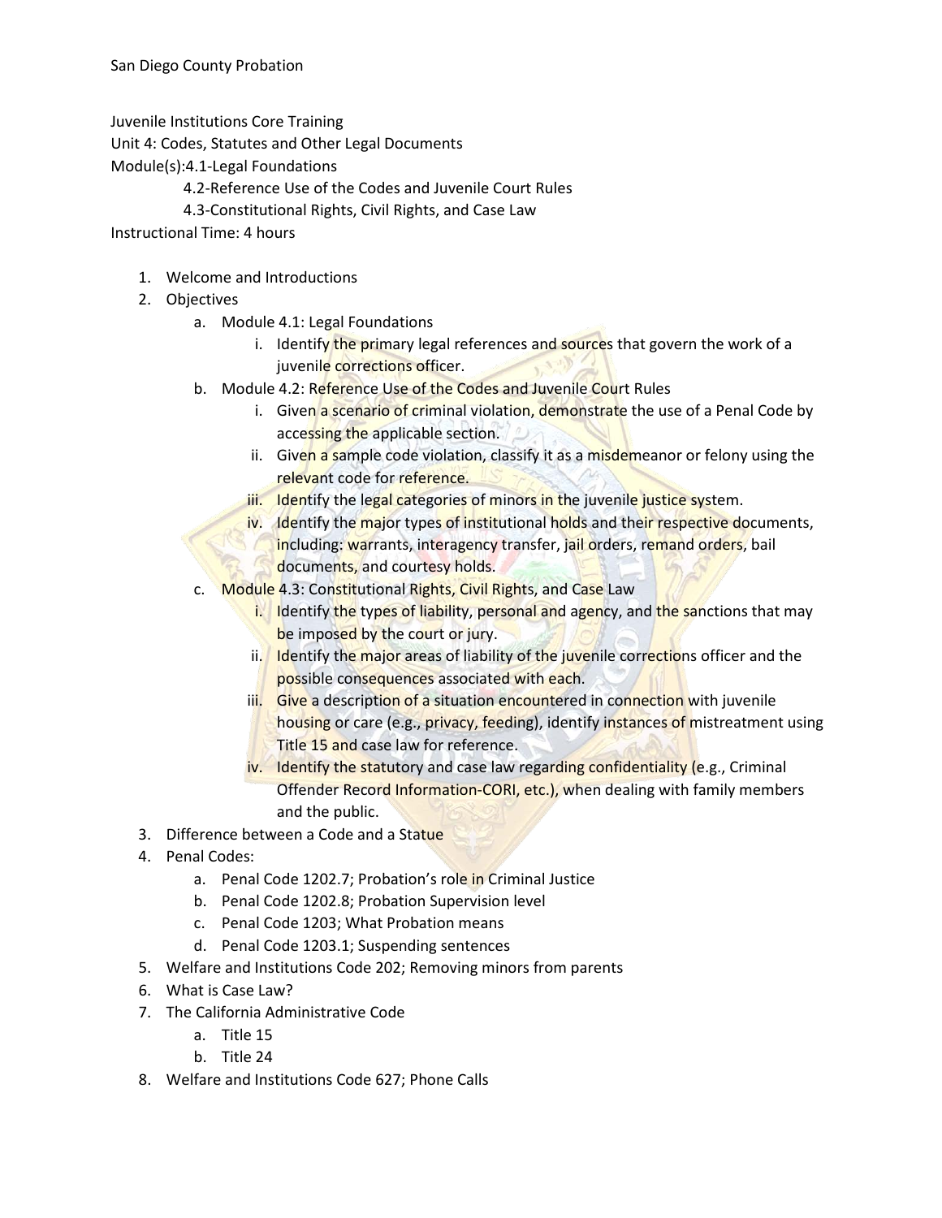San Diego County Probation

Juvenile Institutions Core Training
Unit 4: Codes, Statutes and Other Legal Documents
Module(s):4.1-Legal Foundations
4.2-Reference Use of the Codes and Juvenile Court Rules
4.3-Constitutional Rights, Civil Rights, and Case Law
Instructional Time: 4 hours

1. Welcome and Introductions
2. Objectives
    a. Module 4.1: Legal Foundations
        i. Identify the primary legal references and sources that govern the work of a juvenile corrections officer.
    b. Module 4.2: Reference Use of the Codes and Juvenile Court Rules
        i. Given a scenario of criminal violation, demonstrate the use of a Penal Code by accessing the applicable section.
        ii. Given a sample code violation, classify it as a misdemeanor or felony using the relevant code for reference.
        iii. Identify the legal categories of minors in the juvenile justice system.
        iv. Identify the major types of institutional holds and their respective documents, including: warrants, interagency transfer, jail orders, remand orders, bail documents, and courtesy holds.
    c. Module 4.3: Constitutional Rights, Civil Rights, and Case Law
        i. Identify the types of liability, personal and agency, and the sanctions that may be imposed by the court or jury.
        ii. Identify the major areas of liability of the juvenile corrections officer and the possible consequences associated with each.
        iii. Give a description of a situation encountered in connection with juvenile housing or care (e.g., privacy, feeding), identify instances of mistreatment using Title 15 and case law for reference.
        iv. Identify the statutory and case law regarding confidentiality (e.g., Criminal Offender Record Information-CORI, etc.), when dealing with family members and the public.
3. Difference between a Code and a Statue
4. Penal Codes:
    a. Penal Code 1202.7; Probation's role in Criminal Justice
    b. Penal Code 1202.8; Probation Supervision level
    c. Penal Code 1203; What Probation means
    d. Penal Code 1203.1; Suspending sentences
5. Welfare and Institutions Code 202; Removing minors from parents
6. What is Case Law?
7. The California Administrative Code
    a. Title 15
    b. Title 24
8. Welfare and Institutions Code 627; Phone Calls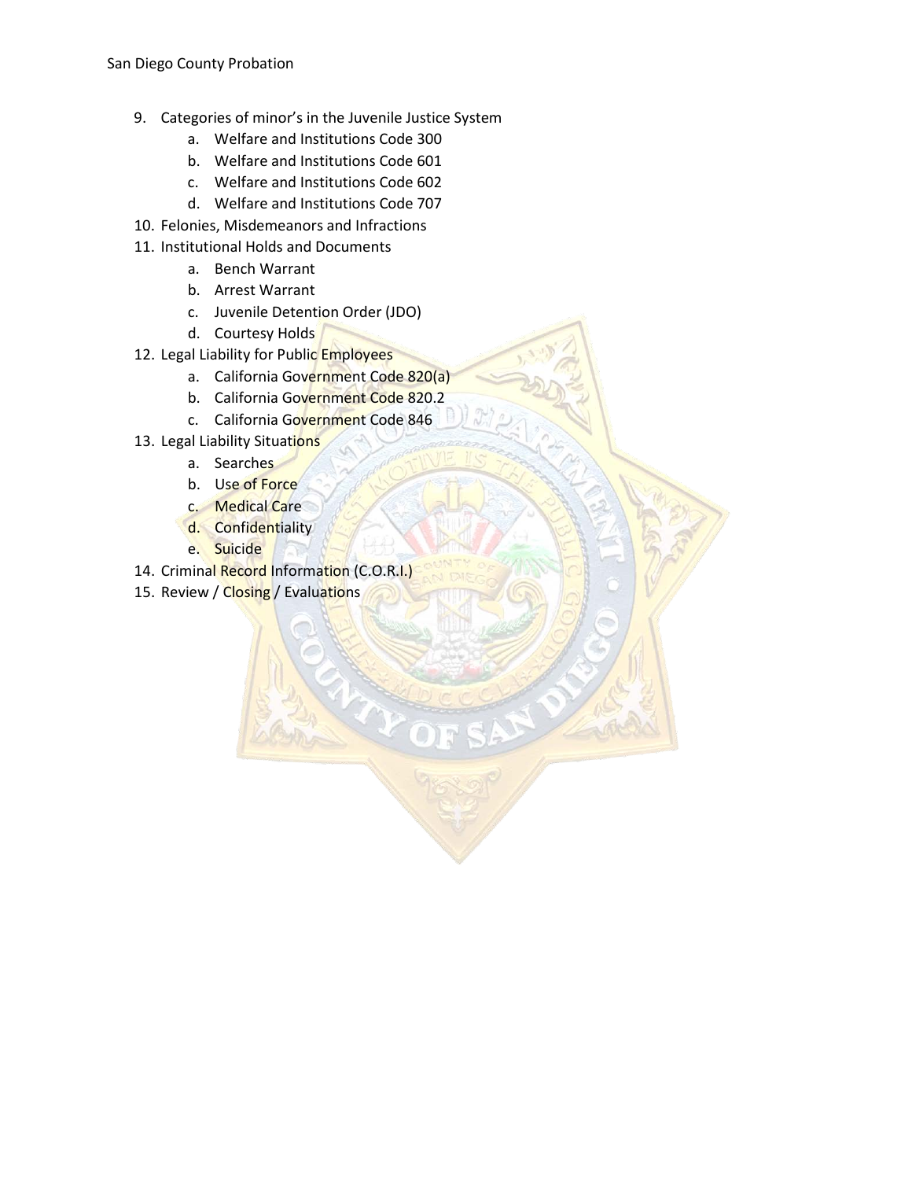9. Categories of minor's in the Juvenile Justice System
    a. Welfare and Institutions Code 300
    b. Welfare and Institutions Code 601
    c. Welfare and Institutions Code 602
    d. Welfare and Institutions Code 707
10. Felonies, Misdemeanors and Infractions
11. Institutional Holds and Documents
    a. Bench Warrant
    b. Arrest Warrant
    c. Juvenile Detention Order (JDO)
    d. Courtesy Holds
12. Legal Liability for Public Employees
    a. California Government Code 820(a)
    b. California Government Code 820.2
    c. California Government Code 846
13. Legal Liability Situations
    a. Searches
    b. Use of Force
    c. Medical Care
    d. Confidentiality
    e. Suicide
14. Criminal Record Information (C.O.R.I.)
15. Review / Closing / Evaluations